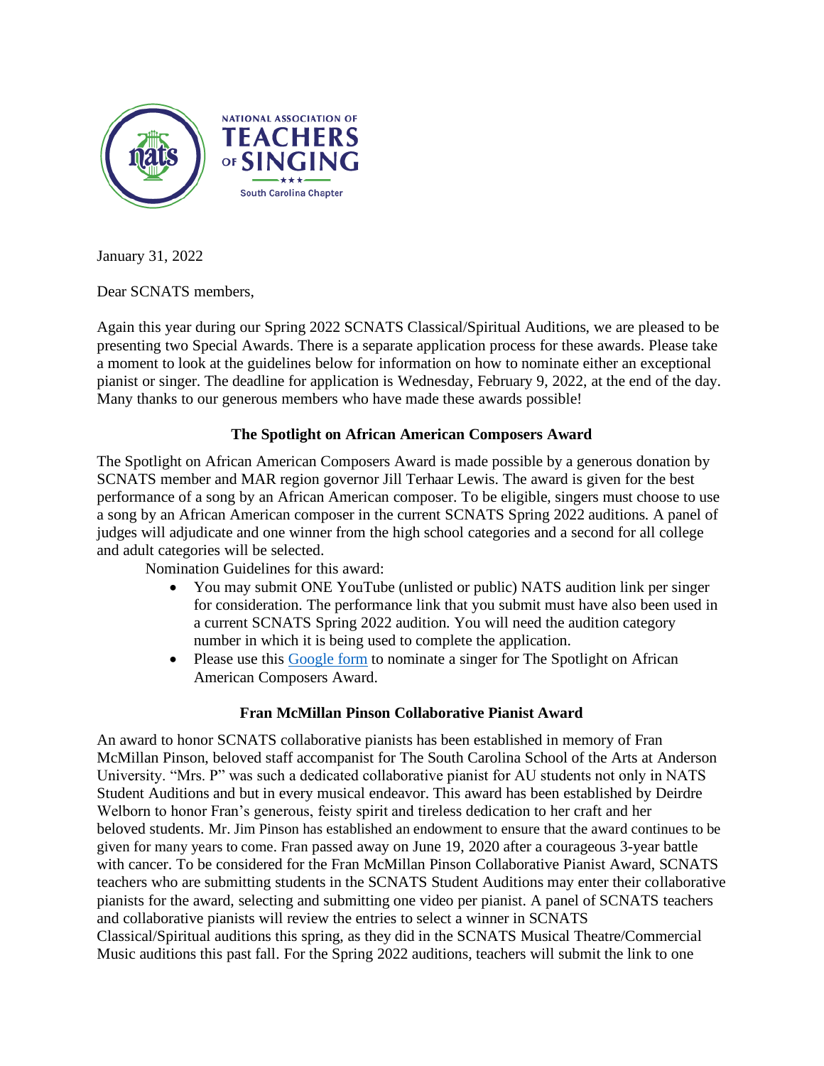NATIONAL ASSOCIATION OF TEACHERS OF SINGING

South Carolina Chapter

January 31, 2022

Dear SCNATS members,

Again this year during our Spring 2022 SCNATS Classical/Spiritual Auditions, we are pleased to be presenting two Special Awards. There is a separate application process for these awards. Please take a moment to look at the guidelines below for information on how to nominate either an exceptional pianist or singer. The deadline for application is Wednesday, February 9, 2022, at the end of the day. Many thanks to our generous members who have made these awards possible!

**The Spotlight on African American Composers Award**

The Spotlight on African American Composers Award is made possible by a generous donation by SCNATS member and MAR region governor Jill Terhaar Lewis. The award is given for the best performance of a song by an African American composer. To be eligible, singers must choose to use a song by an African American composer in the current SCNATS Spring 2022 auditions. A panel of judges will adjudicate and one winner from the high school categories and a second for all college and adult categories will be selected.

Nomination Guidelines for this award:

- You may submit ONE YouTube (unlisted or public) NATS audition link per singer for consideration. The performance link that you submit must have also been used in a current SCNATS Spring 2022 audition. You will need the audition category number in which it is being used to complete the application.
- Please use this Google form to nominate a singer for The Spotlight on African American Composers Award.

**Fran McMillan Pinson Collaborative Pianist Award**

An award to honor SCNATS collaborative pianists has been established in memory of Fran McMillan Pinson, beloved staff accompanist for The South Carolina School of the Arts at Anderson University. "Mrs. P" was such a dedicated collaborative pianist for AU students not only in NATS Student Auditions and but in every musical endeavor. This award has been established by Deirdre Welborn to honor Fran's generous, feisty spirit and tireless dedication to her craft and her beloved students. Mr. Jim Pinson has established an endowment to ensure that the award continues to be given for many years to come. Fran passed away on June 19, 2020 after a courageous 3-year battle with cancer. To be considered for the Fran McMillan Pinson Collaborative Pianist Award, SCNATS teachers who are submitting students in the SCNATS Student Auditions may enter their collaborative pianists for the award, selecting and submitting one video per pianist. A panel of SCNATS teachers and collaborative pianists will review the entries to select a winner in SCNATS Classical/Spiritual auditions this spring, as they did in the SCNATS Musical Theatre/Commercial Music auditions this past fall. For the Spring 2022 auditions, teachers will submit the link to one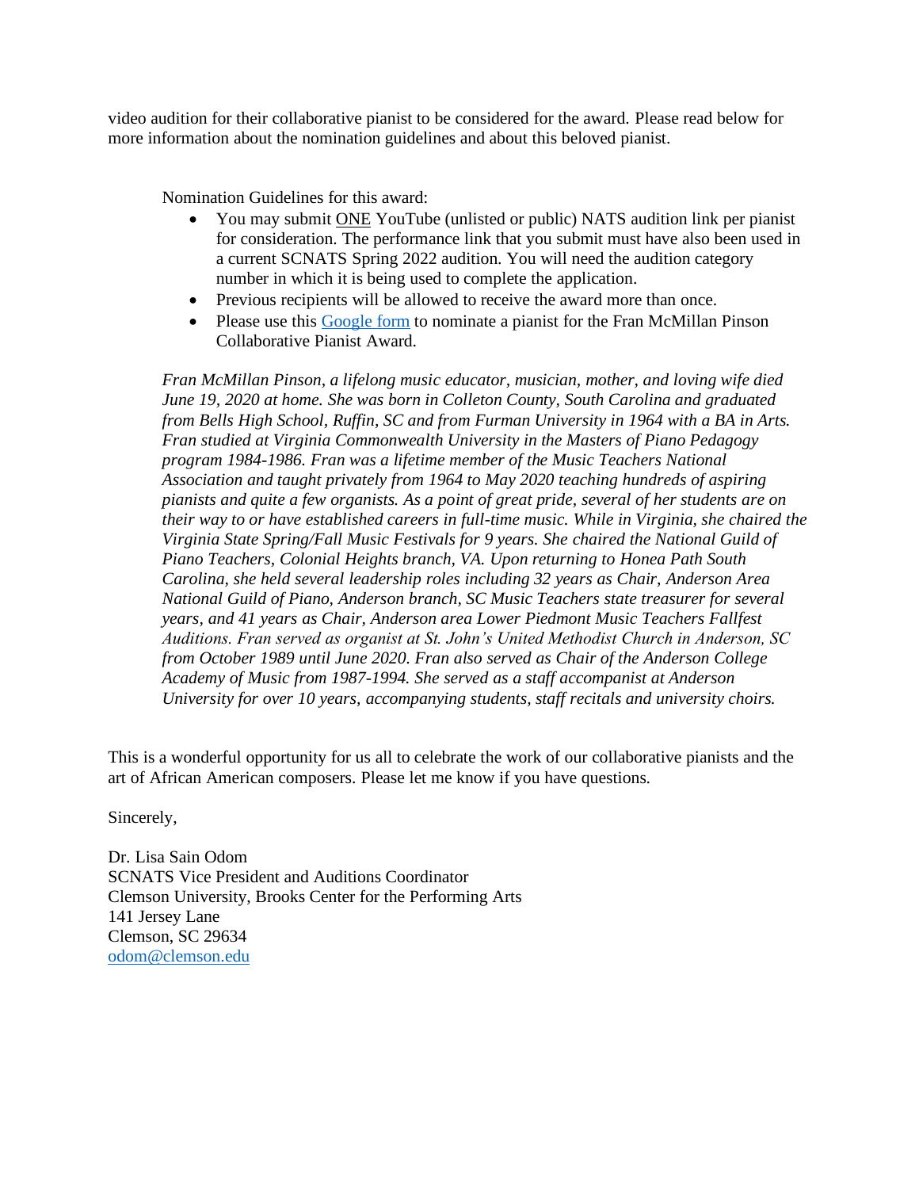video audition for their collaborative pianist to be considered for the award. Please read below for more information about the nomination guidelines and about this beloved pianist.

Nomination Guidelines for this award:

- You may submit ONE YouTube (unlisted or public) NATS audition link per pianist for consideration. The performance link that you submit must have also been used in a current SCNATS Spring 2022 audition. You will need the audition category number in which it is being used to complete the application.
- Previous recipients will be allowed to receive the award more than once.
- Please use this Google form to nominate a pianist for the Fran McMillan Pinson Collaborative Pianist Award.

*Fran McMillan Pinson, a lifelong music educator, musician, mother, and loving wife died June 19, 2020 at home. She was born in Colleton County, South Carolina and graduated from Bells High School, Ruffin, SC and from Furman University in 1964 with a BA in Arts. Fran studied at Virginia Commonwealth University in the Masters of Piano Pedagogy program 1984-1986. Fran was a lifetime member of the Music Teachers National Association and taught privately from 1964 to May 2020 teaching hundreds of aspiring pianists and quite a few organists. As a point of great pride, several of her students are on their way to or have established careers in full-time music. While in Virginia, she chaired the Virginia State Spring/Fall Music Festivals for 9 years. She chaired the National Guild of Piano Teachers, Colonial Heights branch, VA. Upon returning to Honea Path South Carolina, she held several leadership roles including 32 years as Chair, Anderson Area National Guild of Piano, Anderson branch, SC Music Teachers state treasurer for several years, and 41 years as Chair, Anderson area Lower Piedmont Music Teachers Fallfest Auditions. Fran served as organist at St. John's United Methodist Church in Anderson, SC from October 1989 until June 2020. Fran also served as Chair of the Anderson College Academy of Music from 1987-1994. She served as a staff accompanist at Anderson University for over 10 years, accompanying students, staff recitals and university choirs.*

This is a wonderful opportunity for us all to celebrate the work of our collaborative pianists and the art of African American composers. Please let me know if you have questions.

Sincerely,

Dr. Lisa Sain Odom
SCNATS Vice President and Auditions Coordinator
Clemson University, Brooks Center for the Performing Arts
141 Jersey Lane
Clemson, SC 29634
odom@clemson.edu